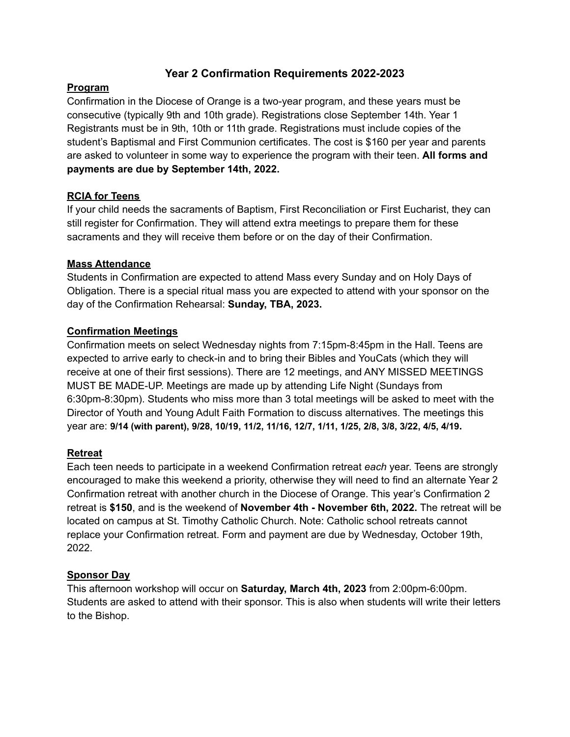# Year 2 Confirmation Requirements 2022-2023

## Program

Confirmation in the Diocese of Orange is a two-year program, and these years must be consecutive (typically 9th and 10th grade). Registrations close September 14th. Year 1 Registrants must be in 9th, 10th or 11th grade. Registrations must include copies of the student's Baptismal and First Communion certificates. The cost is $160 per year and parents are asked to volunteer in some way to experience the program with their teen. **All forms and payments are due by September 14th, 2022.**

## RCIA for Teens

If your child needs the sacraments of Baptism, First Reconciliation or First Eucharist, they can still register for Confirmation. They will attend extra meetings to prepare them for these sacraments and they will receive them before or on the day of their Confirmation.

## Mass Attendance

Students in Confirmation are expected to attend Mass every Sunday and on Holy Days of Obligation. There is a special ritual mass you are expected to attend with your sponsor on the day of the Confirmation Rehearsal: **Sunday, TBA, 2023.**

## Confirmation Meetings

Confirmation meets on select Wednesday nights from 7:15pm-8:45pm in the Hall. Teens are expected to arrive early to check-in and to bring their Bibles and YouCats (which they will receive at one of their first sessions). There are 12 meetings, and ANY MISSED MEETINGS MUST BE MADE-UP. Meetings are made up by attending Life Night (Sundays from 6:30pm-8:30pm). Students who miss more than 3 total meetings will be asked to meet with the Director of Youth and Young Adult Faith Formation to discuss alternatives. The meetings this year are: **9/14 (with parent), 9/28, 10/19, 11/2, 11/16, 12/7, 1/11, 1/25, 2/8, 3/8, 3/22, 4/5, 4/19.**

## Retreat

Each teen needs to participate in a weekend Confirmation retreat *each* year. Teens are strongly encouraged to make this weekend a priority, otherwise they will need to find an alternate Year 2 Confirmation retreat with another church in the Diocese of Orange. This year's Confirmation 2 retreat is **$150**, and is the weekend of **November 4th - November 6th, 2022.** The retreat will be located on campus at St. Timothy Catholic Church. Note: Catholic school retreats cannot replace your Confirmation retreat. Form and payment are due by Wednesday, October 19th, 2022.

## Sponsor Day

This afternoon workshop will occur on **Saturday, March 4th, 2023** from 2:00pm-6:00pm. Students are asked to attend with their sponsor. This is also when students will write their letters to the Bishop.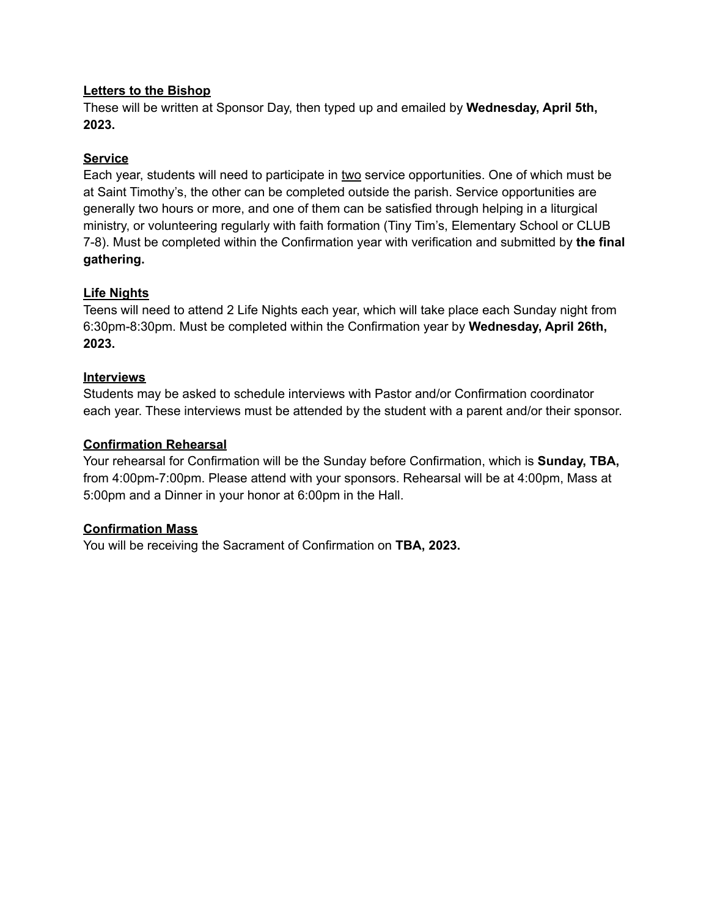**Letters to the Bishop**

These will be written at Sponsor Day, then typed up and emailed by **Wednesday, April 5th, 2023.**

**Service**

Each year, students will need to participate in two service opportunities. One of which must be at Saint Timothy's, the other can be completed outside the parish. Service opportunities are generally two hours or more, and one of them can be satisfied through helping in a liturgical ministry, or volunteering regularly with faith formation (Tiny Tim's, Elementary School or CLUB 7-8). Must be completed within the Confirmation year with verification and submitted by **the final gathering.**

**Life Nights**

Teens will need to attend 2 Life Nights each year, which will take place each Sunday night from 6:30pm-8:30pm. Must be completed within the Confirmation year by **Wednesday, April 26th, 2023.**

**Interviews**

Students may be asked to schedule interviews with Pastor and/or Confirmation coordinator each year. These interviews must be attended by the student with a parent and/or their sponsor.

**Confirmation Rehearsal**

Your rehearsal for Confirmation will be the Sunday before Confirmation, which is **Sunday, TBA,** from 4:00pm-7:00pm. Please attend with your sponsors. Rehearsal will be at 4:00pm, Mass at 5:00pm and a Dinner in your honor at 6:00pm in the Hall.

**Confirmation Mass**

You will be receiving the Sacrament of Confirmation on **TBA, 2023.**